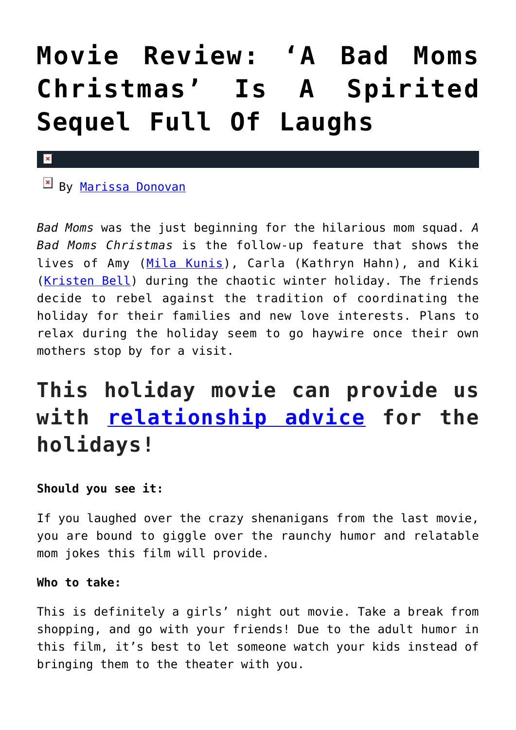# Movie Review: ‘A Bad Moms Christmas’ Is A Spirited Sequel Full Of Laughs

By Marissa Donovan

*Bad Moms* was the just beginning for the hilarious mom squad. *A Bad Moms Christmas* is the follow-up feature that shows the lives of Amy (Mila Kunis), Carla (Kathryn Hahn), and Kiki (Kristen Bell) during the chaotic winter holiday. The friends decide to rebel against the tradition of coordinating the holiday for their families and new love interests. Plans to relax during the holiday seem to go haywire once their own mothers stop by for a visit.

## This holiday movie can provide us with relationship advice for the holidays!

**Should you see it:**

If you laughed over the crazy shenanigans from the last movie, you are bound to giggle over the raunchy humor and relatable mom jokes this film will provide.

**Who to take:**

This is definitely a girls’ night out movie. Take a break from shopping, and go with your friends! Due to the adult humor in this film, it’s best to let someone watch your kids instead of bringing them to the theater with you.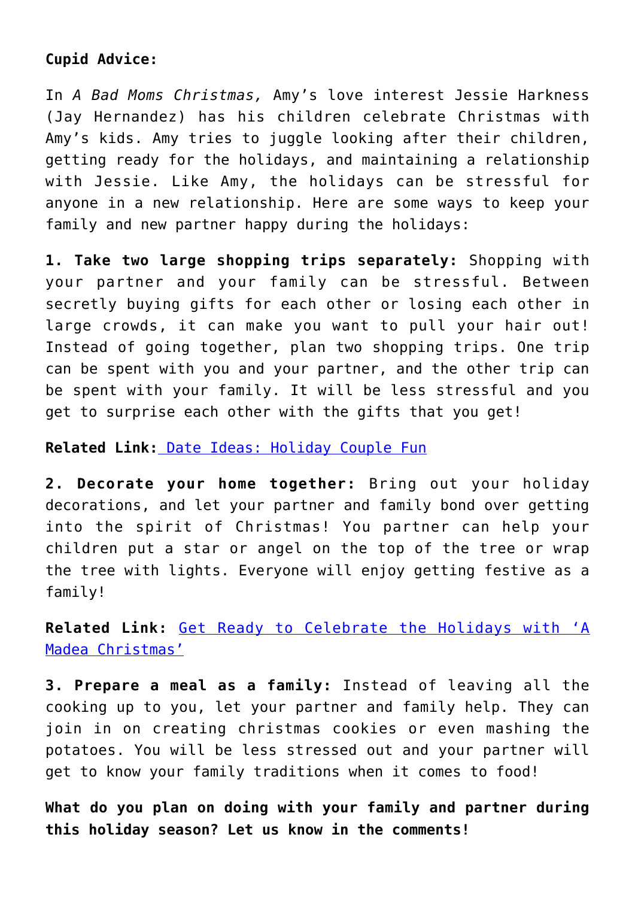**Cupid Advice:**

In *A Bad Moms Christmas,* Amy's love interest Jessie Harkness (Jay Hernandez) has his children celebrate Christmas with Amy's kids. Amy tries to juggle looking after their children, getting ready for the holidays, and maintaining a relationship with Jessie. Like Amy, the holidays can be stressful for anyone in a new relationship. Here are some ways to keep your family and new partner happy during the holidays:

**1. Take two large shopping trips separately:** Shopping with your partner and your family can be stressful. Between secretly buying gifts for each other or losing each other in large crowds, it can make you want to pull your hair out! Instead of going together, plan two shopping trips. One trip can be spent with you and your partner, and the other trip can be spent with your family. It will be less stressful and you get to surprise each other with the gifts that you get!

**Related Link:** Date Ideas: Holiday Couple Fun

**2. Decorate your home together:** Bring out your holiday decorations, and let your partner and family bond over getting into the spirit of Christmas! You partner can help your children put a star or angel on the top of the tree or wrap the tree with lights. Everyone will enjoy getting festive as a family!

**Related Link:** Get Ready to Celebrate the Holidays with 'A Madea Christmas'

**3. Prepare a meal as a family:** Instead of leaving all the cooking up to you, let your partner and family help. They can join in on creating christmas cookies or even mashing the potatoes. You will be less stressed out and your partner will get to know your family traditions when it comes to food!

**What do you plan on doing with your family and partner during this holiday season? Let us know in the comments!**